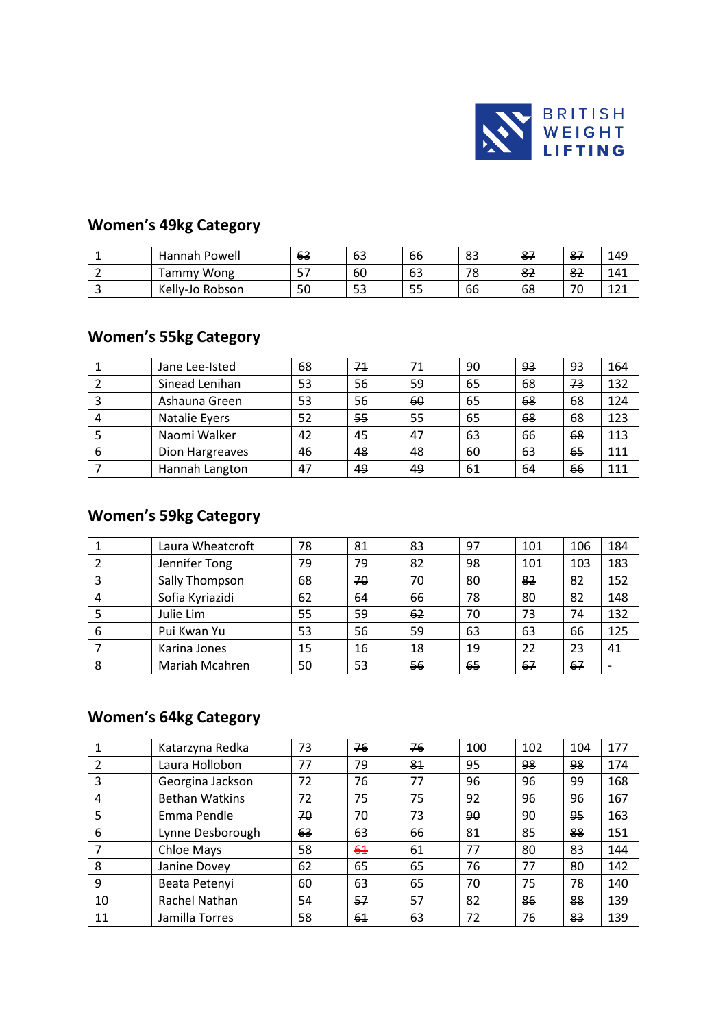## Women's 49kg Category

| | | | | | | | | |
|---|---|---|---|---|---|---|---|---|
| 1 | Hannah Powell | ~~63~~ | 63 | 66 | 83 | ~~87~~ | ~~87~~ | 149 |
| 2 | Tammy Wong | 57 | 60 | 63 | 78 | ~~82~~ | ~~82~~ | 141 |
| 3 | Kelly-Jo Robson | 50 | 53 | ~~55~~ | 66 | 68 | ~~70~~ | 121 |

## Women's 55kg Category

| | | | | | | | | |
|---|---|---|---|---|---|---|---|---|
| 1 | Jane Lee-Isted | 68 | ~~71~~ | 71 | 90 | ~~93~~ | 93 | 164 |
| 2 | Sinead Lenihan | 53 | 56 | 59 | 65 | 68 | ~~73~~ | 132 |
| 3 | Ashauna Green | 53 | 56 | ~~60~~ | 65 | ~~68~~ | 68 | 124 |
| 4 | Natalie Eyers | 52 | ~~55~~ | 55 | 65 | ~~68~~ | 68 | 123 |
| 5 | Naomi Walker | 42 | 45 | 47 | 63 | 66 | ~~68~~ | 113 |
| 6 | Dion Hargreaves | 46 | ~~48~~ | 48 | 60 | 63 | ~~65~~ | 111 |
| 7 | Hannah Langton | 47 | ~~49~~ | ~~49~~ | 61 | 64 | ~~66~~ | 111 |

## Women's 59kg Category

| | | | | | | | | |
|---|---|---|---|---|---|---|---|---|
| 1 | Laura Wheatcroft | 78 | 81 | 83 | 97 | 101 | ~~106~~ | 184 |
| 2 | Jennifer Tong | ~~79~~ | 79 | 82 | 98 | 101 | ~~103~~ | 183 |
| 3 | Sally Thompson | 68 | ~~70~~ | 70 | 80 | ~~82~~ | 82 | 152 |
| 4 | Sofia Kyriazidi | 62 | 64 | 66 | 78 | 80 | 82 | 148 |
| 5 | Julie Lim | 55 | 59 | ~~62~~ | 70 | 73 | 74 | 132 |
| 6 | Pui Kwan Yu | 53 | 56 | 59 | ~~63~~ | 63 | 66 | 125 |
| 7 | Karina Jones | 15 | 16 | 18 | 19 | ~~22~~ | 23 | 41 |
| 8 | Mariah Mcahren | 50 | 53 | ~~56~~ | ~~65~~ | ~~67~~ | ~~67~~ | - |

## Women's 64kg Category

| | | | | | | | | |
|---|---|---|---|---|---|---|---|---|
| 1 | Katarzyna Redka | 73 | ~~76~~ | ~~76~~ | 100 | 102 | 104 | 177 |
| 2 | Laura Hollobon | 77 | 79 | ~~81~~ | 95 | ~~98~~ | ~~98~~ | 174 |
| 3 | Georgina Jackson | 72 | ~~76~~ | ~~77~~ | ~~96~~ | 96 | ~~99~~ | 168 |
| 4 | Bethan Watkins | 72 | ~~75~~ | 75 | 92 | ~~96~~ | ~~96~~ | 167 |
| 5 | Emma Pendle | ~~70~~ | 70 | 73 | ~~90~~ | 90 | ~~95~~ | 163 |
| 6 | Lynne Desborough | ~~63~~ | 63 | 66 | 81 | 85 | ~~88~~ | 151 |
| 7 | Chloe Mays | 58 | ~~61~~ | 61 | 77 | 80 | 83 | 144 |
| 8 | Janine Dovey | 62 | ~~65~~ | 65 | ~~76~~ | 77 | ~~80~~ | 142 |
| 9 | Beata Petenyi | 60 | 63 | 65 | 70 | 75 | ~~78~~ | 140 |
| 10 | Rachel Nathan | 54 | ~~57~~ | 57 | 82 | ~~86~~ | ~~88~~ | 139 |
| 11 | Jamilla Torres | 58 | ~~61~~ | 63 | 72 | 76 | ~~83~~ | 139 |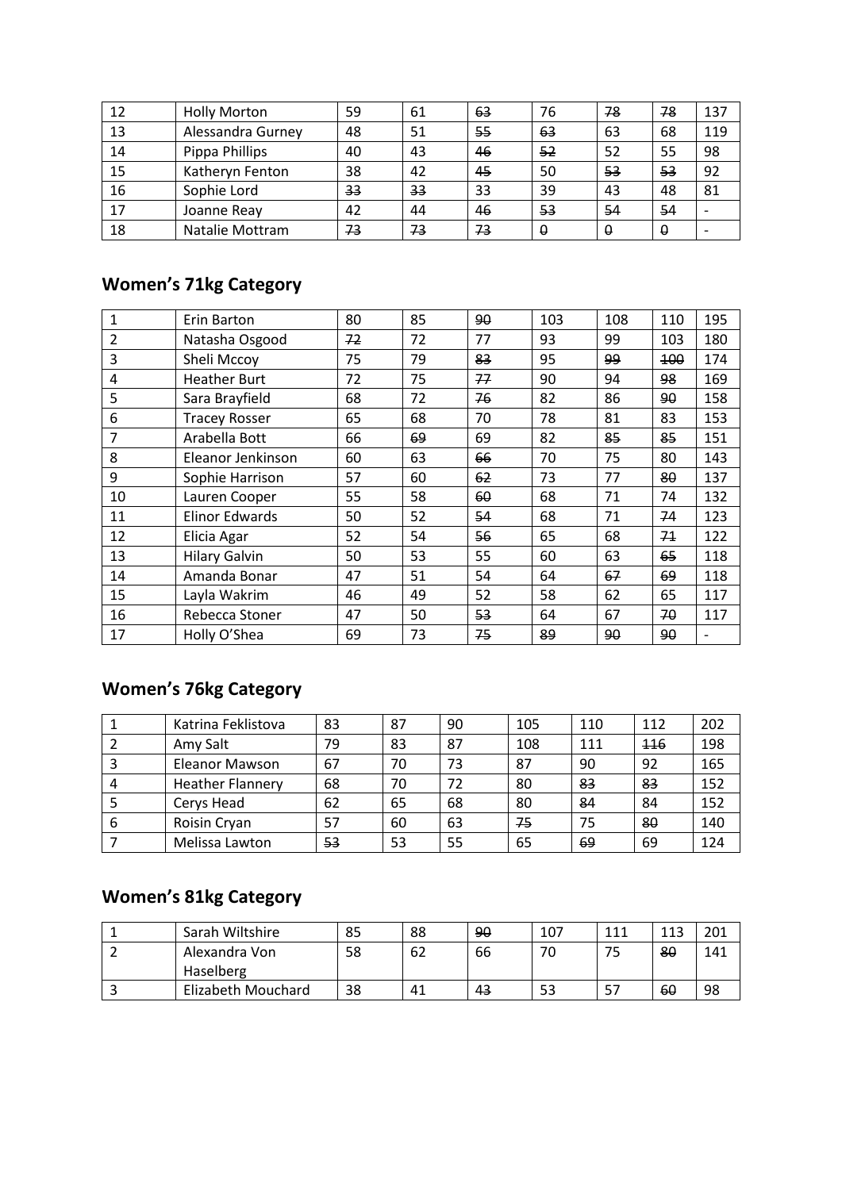| | | | | | | | | |
|---|---|---|---|---|---|---|---|---|
| 12 | Holly Morton | 59 | 61 | ~~63~~ | 76 | ~~78~~ | ~~78~~ | 137 |
| 13 | Alessandra Gurney | 48 | 51 | ~~55~~ | ~~63~~ | 63 | 68 | 119 |
| 14 | Pippa Phillips | 40 | 43 | ~~46~~ | ~~52~~ | 52 | 55 | 98 |
| 15 | Katheryn Fenton | 38 | 42 | ~~45~~ | 50 | ~~53~~ | ~~53~~ | 92 |
| 16 | Sophie Lord | ~~33~~ | ~~33~~ | 33 | 39 | 43 | 48 | 81 |
| 17 | Joanne Reay | 42 | 44 | ~~46~~ | ~~53~~ | ~~54~~ | ~~54~~ | - |
| 18 | Natalie Mottram | ~~73~~ | ~~73~~ | ~~73~~ | ~~0~~ | ~~0~~ | ~~0~~ | - |

## Women's 71kg Category

| | | | | | | | | |
|---|---|---|---|---|---|---|---|---|
| 1 | Erin Barton | 80 | 85 | ~~90~~ | 103 | 108 | 110 | 195 |
| 2 | Natasha Osgood | ~~72~~ | 72 | 77 | 93 | 99 | 103 | 180 |
| 3 | Sheli Mccoy | 75 | 79 | ~~83~~ | 95 | ~~99~~ | ~~100~~ | 174 |
| 4 | Heather Burt | 72 | 75 | ~~77~~ | 90 | 94 | ~~98~~ | 169 |
| 5 | Sara Brayfield | 68 | 72 | ~~76~~ | 82 | 86 | ~~90~~ | 158 |
| 6 | Tracey Rosser | 65 | 68 | 70 | 78 | 81 | 83 | 153 |
| 7 | Arabella Bott | 66 | ~~69~~ | 69 | 82 | ~~85~~ | ~~85~~ | 151 |
| 8 | Eleanor Jenkinson | 60 | 63 | ~~66~~ | 70 | 75 | 80 | 143 |
| 9 | Sophie Harrison | 57 | 60 | ~~62~~ | 73 | 77 | ~~80~~ | 137 |
| 10 | Lauren Cooper | 55 | 58 | ~~60~~ | 68 | 71 | 74 | 132 |
| 11 | Elinor Edwards | 50 | 52 | ~~54~~ | 68 | 71 | ~~74~~ | 123 |
| 12 | Elicia Agar | 52 | 54 | ~~56~~ | 65 | 68 | ~~71~~ | 122 |
| 13 | Hilary Galvin | 50 | 53 | 55 | 60 | 63 | ~~65~~ | 118 |
| 14 | Amanda Bonar | 47 | 51 | 54 | 64 | ~~67~~ | ~~69~~ | 118 |
| 15 | Layla Wakrim | 46 | 49 | 52 | 58 | 62 | 65 | 117 |
| 16 | Rebecca Stoner | 47 | 50 | ~~53~~ | 64 | 67 | ~~70~~ | 117 |
| 17 | Holly O'Shea | 69 | 73 | ~~75~~ | ~~89~~ | ~~90~~ | ~~90~~ | - |

## Women's 76kg Category

| | | | | | | | | |
|---|---|---|---|---|---|---|---|---|
| 1 | Katrina Feklistova | 83 | 87 | 90 | 105 | 110 | 112 | 202 |
| 2 | Amy Salt | 79 | 83 | 87 | 108 | 111 | ~~116~~ | 198 |
| 3 | Eleanor Mawson | 67 | 70 | 73 | 87 | 90 | 92 | 165 |
| 4 | Heather Flannery | 68 | 70 | 72 | 80 | ~~83~~ | ~~83~~ | 152 |
| 5 | Cerys Head | 62 | 65 | 68 | 80 | ~~84~~ | 84 | 152 |
| 6 | Roisin Cryan | 57 | 60 | 63 | ~~75~~ | 75 | ~~80~~ | 140 |
| 7 | Melissa Lawton | ~~53~~ | 53 | 55 | 65 | ~~69~~ | 69 | 124 |

## Women's 81kg Category

| | | | | | | | | |
|---|---|---|---|---|---|---|---|---|
| 1 | Sarah Wiltshire | 85 | 88 | ~~90~~ | 107 | 111 | 113 | 201 |
| 2 | Alexandra Von Haselberg | 58 | 62 | 66 | 70 | 75 | ~~80~~ | 141 |
| 3 | Elizabeth Mouchard | 38 | 41 | ~~43~~ | 53 | 57 | ~~60~~ | 98 |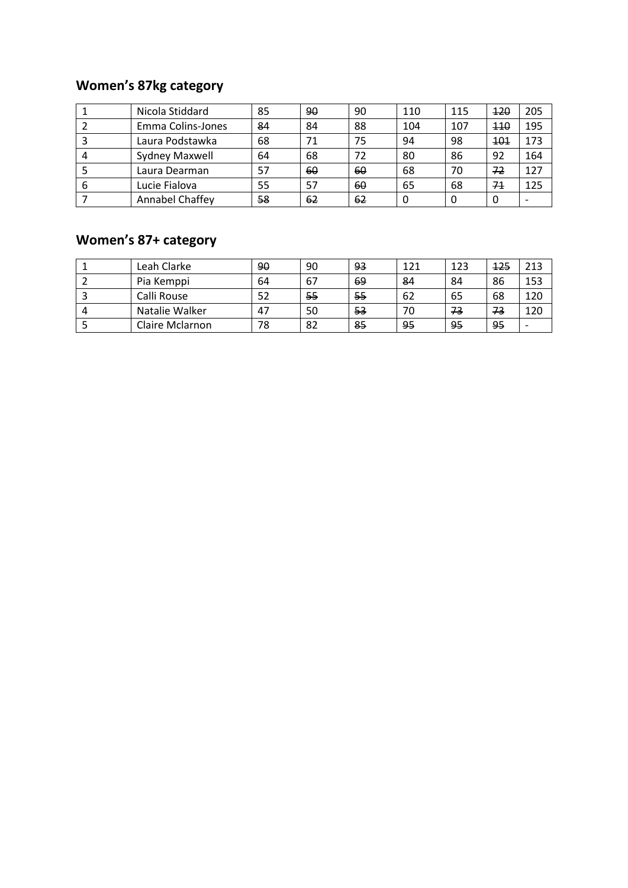## Women's 87kg category

| | | | | | | | | |
|---|---|---|---|---|---|---|---|---|
| 1 | Nicola Stiddard | 85 | ~~90~~ | 90 | 110 | 115 | ~~120~~ | 205 |
| 2 | Emma Colins-Jones | ~~84~~ | 84 | 88 | 104 | 107 | ~~110~~ | 195 |
| 3 | Laura Podstawka | 68 | 71 | 75 | 94 | 98 | ~~101~~ | 173 |
| 4 | Sydney Maxwell | 64 | 68 | 72 | 80 | 86 | 92 | 164 |
| 5 | Laura Dearman | 57 | ~~60~~ | ~~60~~ | 68 | 70 | ~~72~~ | 127 |
| 6 | Lucie Fialova | 55 | 57 | ~~60~~ | 65 | 68 | ~~71~~ | 125 |
| 7 | Annabel Chaffey | ~~58~~ | ~~62~~ | ~~62~~ | 0 | 0 | 0 | - |

## Women's 87+ category

| | | | | | | | | |
|---|---|---|---|---|---|---|---|---|
| 1 | Leah Clarke | ~~90~~ | 90 | ~~93~~ | 121 | 123 | ~~125~~ | 213 |
| 2 | Pia Kemppi | 64 | 67 | ~~69~~ | ~~84~~ | 84 | 86 | 153 |
| 3 | Calli Rouse | 52 | ~~55~~ | ~~55~~ | 62 | 65 | 68 | 120 |
| 4 | Natalie Walker | 47 | 50 | ~~53~~ | 70 | ~~73~~ | ~~73~~ | 120 |
| 5 | Claire Mclarnon | 78 | 82 | ~~85~~ | ~~95~~ | ~~95~~ | ~~95~~ | - |